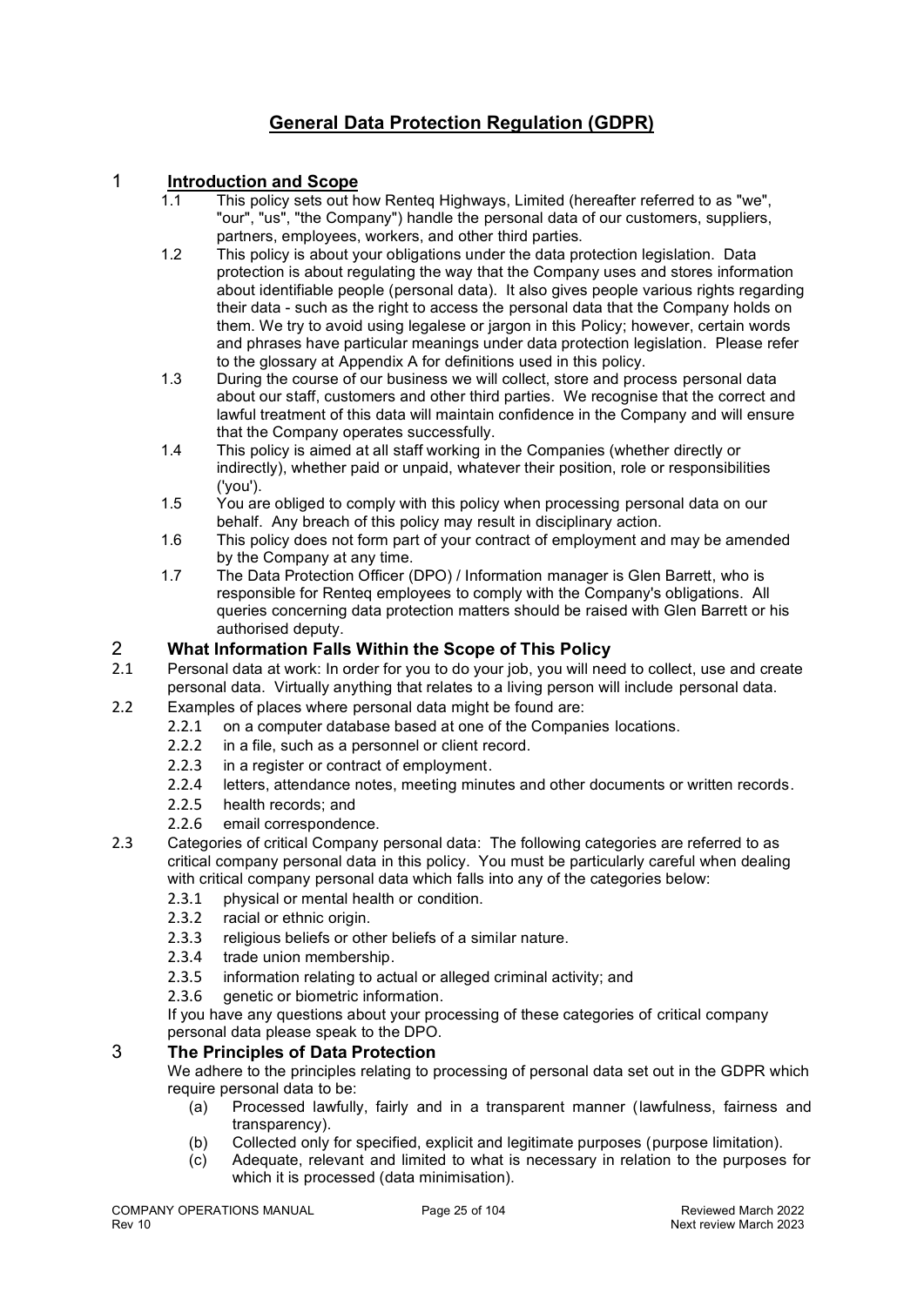# General Data Protection Regulation (GDPR)

## 1 Introduction and Scope

1.1 This policy sets out how Renteq Highways, Limited (hereafter referred to as "we", "our", "us", "the Company") handle the personal data of our customers, suppliers, partners, employees, workers, and other third parties.

1.2 This policy is about your obligations under the data protection legislation. Data protection is about regulating the way that the Company uses and stores information about identifiable people (personal data). It also gives people various rights regarding their data - such as the right to access the personal data that the Company holds on them. We try to avoid using legalese or jargon in this Policy; however, certain words and phrases have particular meanings under data protection legislation. Please refer to the glossary at Appendix A for definitions used in this policy.

1.3 During the course of our business we will collect, store and process personal data about our staff, customers and other third parties. We recognise that the correct and lawful treatment of this data will maintain confidence in the Company and will ensure that the Company operates successfully.

1.4 This policy is aimed at all staff working in the Companies (whether directly or indirectly), whether paid or unpaid, whatever their position, role or responsibilities ('you').

1.5 You are obliged to comply with this policy when processing personal data on our behalf. Any breach of this policy may result in disciplinary action.

1.6 This policy does not form part of your contract of employment and may be amended by the Company at any time.

1.7 The Data Protection Officer (DPO) / Information manager is Glen Barrett, who is responsible for Renteq employees to comply with the Company's obligations. All queries concerning data protection matters should be raised with Glen Barrett or his authorised deputy.

## 2 What Information Falls Within the Scope of This Policy

2.1 Personal data at work: In order for you to do your job, you will need to collect, use and create personal data. Virtually anything that relates to a living person will include personal data.

2.2 Examples of places where personal data might be found are:

- 2.2.1 on a computer database based at one of the Companies locations.
- 2.2.2 in a file, such as a personnel or client record.
- 2.2.3 in a register or contract of employment.
- 2.2.4 letters, attendance notes, meeting minutes and other documents or written records.
- 2.2.5 health records; and
- 2.2.6 email correspondence.

2.3 Categories of critical Company personal data: The following categories are referred to as critical company personal data in this policy. You must be particularly careful when dealing with critical company personal data which falls into any of the categories below:

- 2.3.1 physical or mental health or condition.
- 2.3.2 racial or ethnic origin.
- 2.3.3 religious beliefs or other beliefs of a similar nature.
- 2.3.4 trade union membership.
- 2.3.5 information relating to actual or alleged criminal activity; and
- 2.3.6 genetic or biometric information.

If you have any questions about your processing of these categories of critical company personal data please speak to the DPO.

## 3 The Principles of Data Protection

We adhere to the principles relating to processing of personal data set out in the GDPR which require personal data to be:

- (a) Processed lawfully, fairly and in a transparent manner (lawfulness, fairness and transparency).
- (b) Collected only for specified, explicit and legitimate purposes (purpose limitation).
- (c) Adequate, relevant and limited to what is necessary in relation to the purposes for which it is processed (data minimisation).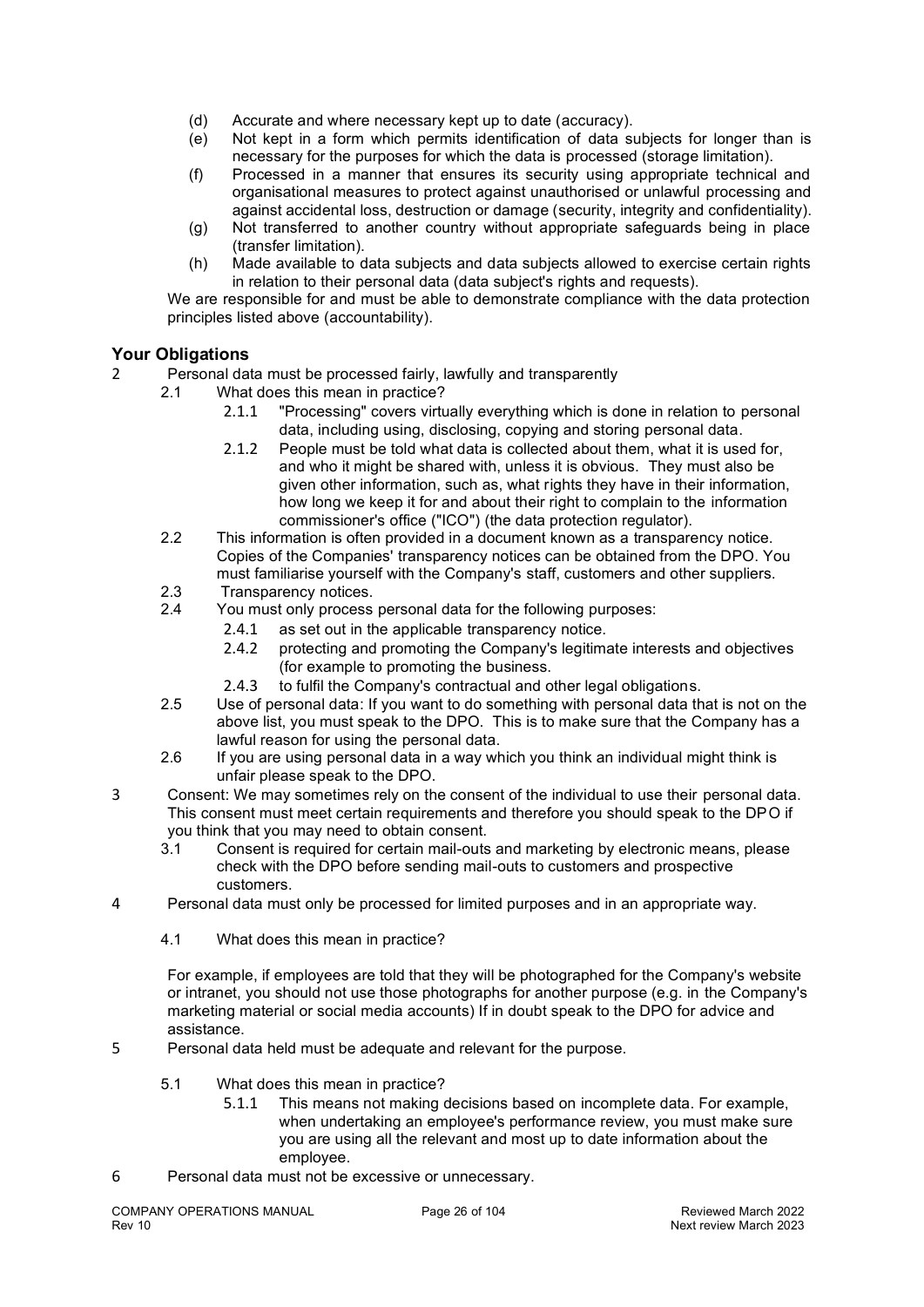(d) Accurate and where necessary kept up to date (accuracy).

(e) Not kept in a form which permits identification of data subjects for longer than is necessary for the purposes for which the data is processed (storage limitation).

(f) Processed in a manner that ensures its security using appropriate technical and organisational measures to protect against unauthorised or unlawful processing and against accidental loss, destruction or damage (security, integrity and confidentiality).

(g) Not transferred to another country without appropriate safeguards being in place (transfer limitation).

(h) Made available to data subjects and data subjects allowed to exercise certain rights in relation to their personal data (data subject's rights and requests).

We are responsible for and must be able to demonstrate compliance with the data protection principles listed above (accountability).

## Your Obligations

2 Personal data must be processed fairly, lawfully and transparently

2.1 What does this mean in practice?

2.1.1 "Processing" covers virtually everything which is done in relation to personal data, including using, disclosing, copying and storing personal data.

2.1.2 People must be told what data is collected about them, what it is used for, and who it might be shared with, unless it is obvious. They must also be given other information, such as, what rights they have in their information, how long we keep it for and about their right to complain to the information commissioner's office ("ICO") (the data protection regulator).

2.2 This information is often provided in a document known as a transparency notice. Copies of the Companies' transparency notices can be obtained from the DPO. You must familiarise yourself with the Company's staff, customers and other suppliers.

2.3 Transparency notices.

2.4 You must only process personal data for the following purposes:

2.4.1 as set out in the applicable transparency notice.

2.4.2 protecting and promoting the Company's legitimate interests and objectives (for example to promoting the business.

2.4.3 to fulfil the Company's contractual and other legal obligations.

2.5 Use of personal data: If you want to do something with personal data that is not on the above list, you must speak to the DPO. This is to make sure that the Company has a lawful reason for using the personal data.

2.6 If you are using personal data in a way which you think an individual might think is unfair please speak to the DPO.

3 Consent: We may sometimes rely on the consent of the individual to use their personal data. This consent must meet certain requirements and therefore you should speak to the DPO if you think that you may need to obtain consent.

3.1 Consent is required for certain mail-outs and marketing by electronic means, please check with the DPO before sending mail-outs to customers and prospective customers.

4 Personal data must only be processed for limited purposes and in an appropriate way.

4.1 What does this mean in practice?

For example, if employees are told that they will be photographed for the Company's website or intranet, you should not use those photographs for another purpose (e.g. in the Company's marketing material or social media accounts) If in doubt speak to the DPO for advice and assistance.

5 Personal data held must be adequate and relevant for the purpose.

5.1 What does this mean in practice?

5.1.1 This means not making decisions based on incomplete data. For example, when undertaking an employee's performance review, you must make sure you are using all the relevant and most up to date information about the employee.

6 Personal data must not be excessive or unnecessary.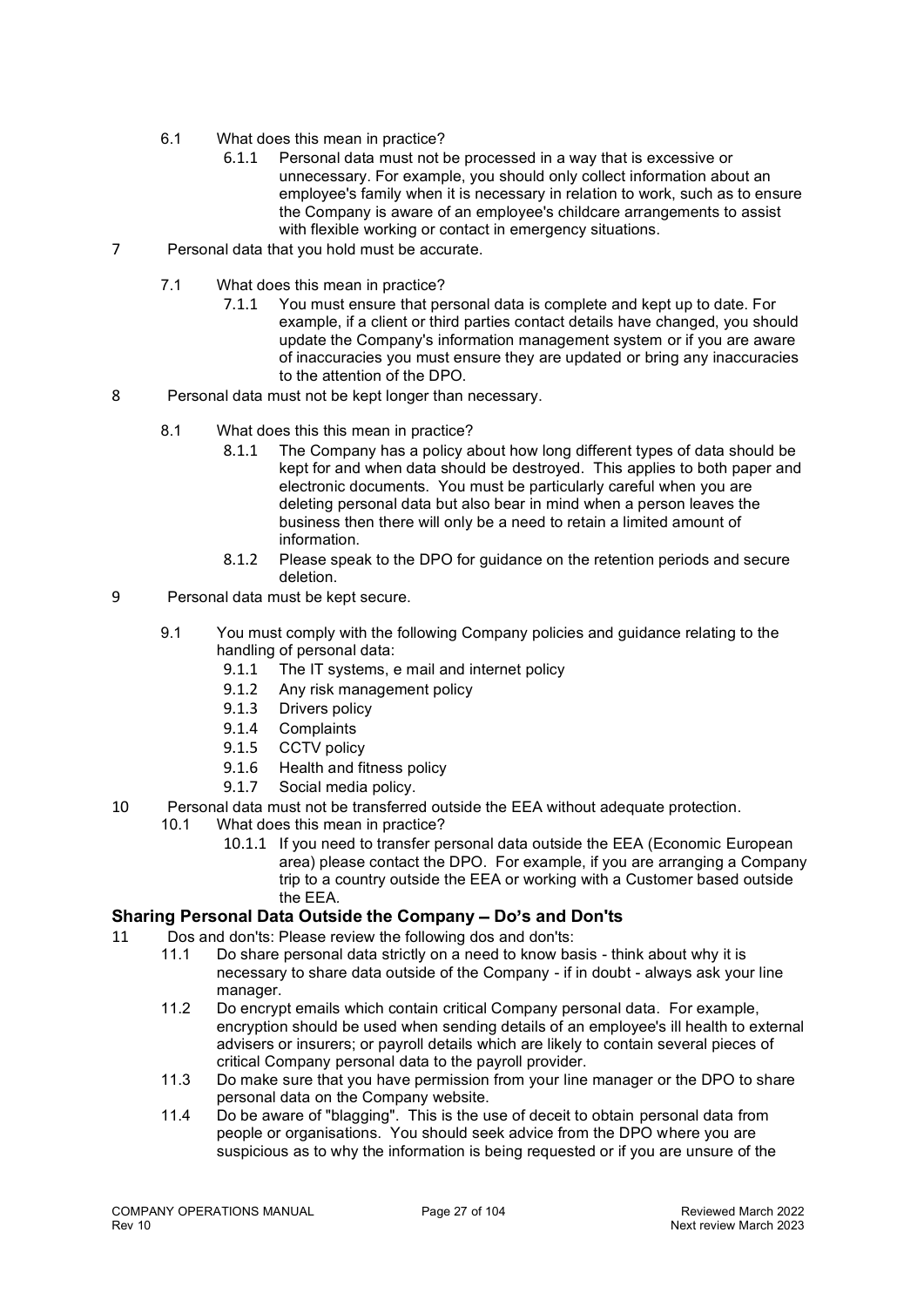6.1 What does this mean in practice?

6.1.1 Personal data must not be processed in a way that is excessive or unnecessary. For example, you should only collect information about an employee's family when it is necessary in relation to work, such as to ensure the Company is aware of an employee's childcare arrangements to assist with flexible working or contact in emergency situations.

7 Personal data that you hold must be accurate.

7.1 What does this mean in practice?

7.1.1 You must ensure that personal data is complete and kept up to date. For example, if a client or third parties contact details have changed, you should update the Company's information management system or if you are aware of inaccuracies you must ensure they are updated or bring any inaccuracies to the attention of the DPO.

8 Personal data must not be kept longer than necessary.

8.1 What does this this mean in practice?

8.1.1 The Company has a policy about how long different types of data should be kept for and when data should be destroyed. This applies to both paper and electronic documents. You must be particularly careful when you are deleting personal data but also bear in mind when a person leaves the business then there will only be a need to retain a limited amount of information.

8.1.2 Please speak to the DPO for guidance on the retention periods and secure deletion.

9 Personal data must be kept secure.

9.1 You must comply with the following Company policies and guidance relating to the handling of personal data:

9.1.1 The IT systems, e mail and internet policy

9.1.2 Any risk management policy

9.1.3 Drivers policy

9.1.4 Complaints

9.1.5 CCTV policy

9.1.6 Health and fitness policy

9.1.7 Social media policy.

10 Personal data must not be transferred outside the EEA without adequate protection.

10.1 What does this mean in practice?

10.1.1 If you need to transfer personal data outside the EEA (Economic European area) please contact the DPO. For example, if you are arranging a Company trip to a country outside the EEA or working with a Customer based outside the EEA.

## Sharing Personal Data Outside the Company – Do's and Don'ts

11 Dos and don'ts: Please review the following dos and don'ts:

11.1 Do share personal data strictly on a need to know basis - think about why it is necessary to share data outside of the Company - if in doubt - always ask your line manager.

11.2 Do encrypt emails which contain critical Company personal data. For example, encryption should be used when sending details of an employee's ill health to external advisers or insurers; or payroll details which are likely to contain several pieces of critical Company personal data to the payroll provider.

11.3 Do make sure that you have permission from your line manager or the DPO to share personal data on the Company website.

11.4 Do be aware of "blagging". This is the use of deceit to obtain personal data from people or organisations. You should seek advice from the DPO where you are suspicious as to why the information is being requested or if you are unsure of the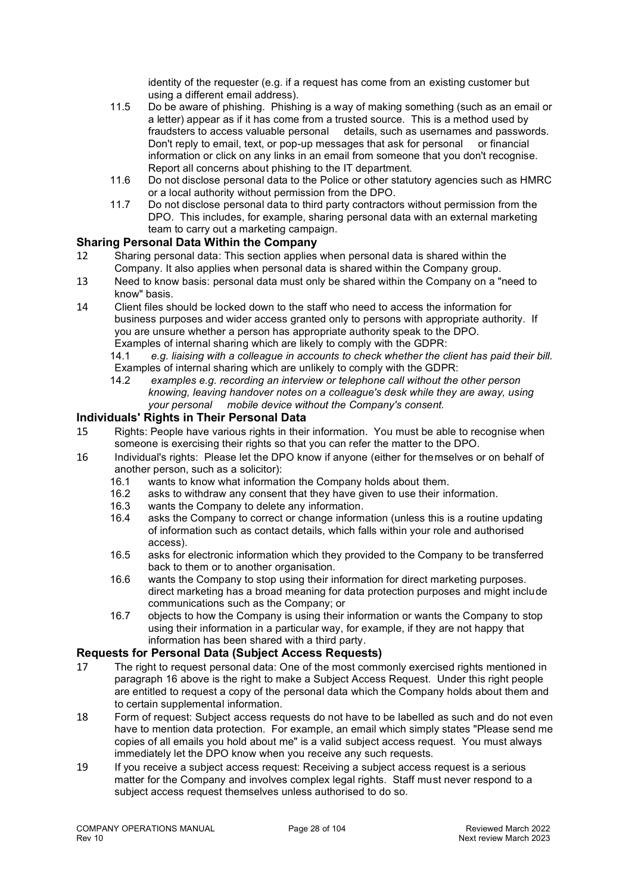identity of the requester (e.g. if a request has come from an existing customer but using a different email address).

11.5 Do be aware of phishing. Phishing is a way of making something (such as an email or a letter) appear as if it has come from a trusted source. This is a method used by fraudsters to access valuable personal details, such as usernames and passwords. Don't reply to email, text, or pop-up messages that ask for personal or financial information or click on any links in an email from someone that you don't recognise. Report all concerns about phishing to the IT department.

11.6 Do not disclose personal data to the Police or other statutory agencies such as HMRC or a local authority without permission from the DPO.

11.7 Do not disclose personal data to third party contractors without permission from the DPO. This includes, for example, sharing personal data with an external marketing team to carry out a marketing campaign.

### Sharing Personal Data Within the Company

12 Sharing personal data: This section applies when personal data is shared within the Company. It also applies when personal data is shared within the Company group.

13 Need to know basis: personal data must only be shared within the Company on a "need to know" basis.

14 Client files should be locked down to the staff who need to access the information for business purposes and wider access granted only to persons with appropriate authority. If you are unsure whether a person has appropriate authority speak to the DPO.
Examples of internal sharing which are likely to comply with the GDPR:

14.1 *e.g. liaising with a colleague in accounts to check whether the client has paid their bill.*

Examples of internal sharing which are unlikely to comply with the GDPR:

14.2 *examples e.g. recording an interview or telephone call without the other person knowing, leaving handover notes on a colleague's desk while they are away, using your personal mobile device without the Company's consent.*

### Individuals' Rights in Their Personal Data

15 Rights: People have various rights in their information. You must be able to recognise when someone is exercising their rights so that you can refer the matter to the DPO.

16 Individual's rights: Please let the DPO know if anyone (either for themselves or on behalf of another person, such as a solicitor):

16.1 wants to know what information the Company holds about them.

16.2 asks to withdraw any consent that they have given to use their information.

16.3 wants the Company to delete any information.

16.4 asks the Company to correct or change information (unless this is a routine updating of information such as contact details, which falls within your role and authorised access).

16.5 asks for electronic information which they provided to the Company to be transferred back to them or to another organisation.

16.6 wants the Company to stop using their information for direct marketing purposes. direct marketing has a broad meaning for data protection purposes and might include communications such as the Company; or

16.7 objects to how the Company is using their information or wants the Company to stop using their information in a particular way, for example, if they are not happy that information has been shared with a third party.

### Requests for Personal Data (Subject Access Requests)

17 The right to request personal data: One of the most commonly exercised rights mentioned in paragraph 16 above is the right to make a Subject Access Request. Under this right people are entitled to request a copy of the personal data which the Company holds about them and to certain supplemental information.

18 Form of request: Subject access requests do not have to be labelled as such and do not even have to mention data protection. For example, an email which simply states "Please send me copies of all emails you hold about me" is a valid subject access request. You must always immediately let the DPO know when you receive any such requests.

19 If you receive a subject access request: Receiving a subject access request is a serious matter for the Company and involves complex legal rights. Staff must never respond to a subject access request themselves unless authorised to do so.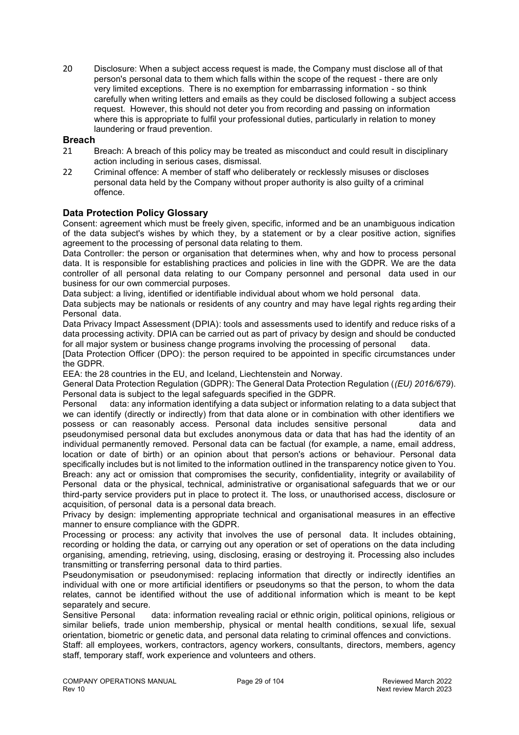20 Disclosure: When a subject access request is made, the Company must disclose all of that person's personal data to them which falls within the scope of the request - there are only very limited exceptions. There is no exemption for embarrassing information - so think carefully when writing letters and emails as they could be disclosed following a subject access request. However, this should not deter you from recording and passing on information where this is appropriate to fulfil your professional duties, particularly in relation to money laundering or fraud prevention.

### Breach

21 Breach: A breach of this policy may be treated as misconduct and could result in disciplinary action including in serious cases, dismissal.

22 Criminal offence: A member of staff who deliberately or recklessly misuses or discloses personal data held by the Company without proper authority is also guilty of a criminal offence.

### Data Protection Policy Glossary

Consent: agreement which must be freely given, specific, informed and be an unambiguous indication of the data subject's wishes by which they, by a statement or by a clear positive action, signifies agreement to the processing of personal data relating to them.

Data Controller: the person or organisation that determines when, why and how to process personal data. It is responsible for establishing practices and policies in line with the GDPR. We are the data controller of all personal data relating to our Company personnel and personal data used in our business for our own commercial purposes.

Data subject: a living, identified or identifiable individual about whom we hold personal data.

Data subjects may be nationals or residents of any country and may have legal rights regarding their Personal data.

Data Privacy Impact Assessment (DPIA): tools and assessments used to identify and reduce risks of a data processing activity. DPIA can be carried out as part of privacy by design and should be conducted for all major system or business change programs involving the processing of personal data.

[Data Protection Officer (DPO): the person required to be appointed in specific circumstances under the GDPR.

EEA: the 28 countries in the EU, and Iceland, Liechtenstein and Norway.

General Data Protection Regulation (GDPR): The General Data Protection Regulation (*(EU) 2016/679*). Personal data is subject to the legal safeguards specified in the GDPR.

Personal data: any information identifying a data subject or information relating to a data subject that we can identify (directly or indirectly) from that data alone or in combination with other identifiers we possess or can reasonably access. Personal data includes sensitive personal data and pseudonymised personal data but excludes anonymous data or data that has had the identity of an individual permanently removed. Personal data can be factual (for example, a name, email address, location or date of birth) or an opinion about that person's actions or behaviour. Personal data specifically includes but is not limited to the information outlined in the transparency notice given to You.

Breach: any act or omission that compromises the security, confidentiality, integrity or availability of Personal data or the physical, technical, administrative or organisational safeguards that we or our third-party service providers put in place to protect it. The loss, or unauthorised access, disclosure or acquisition, of personal data is a personal data breach.

Privacy by design: implementing appropriate technical and organisational measures in an effective manner to ensure compliance with the GDPR.

Processing or process: any activity that involves the use of personal data. It includes obtaining, recording or holding the data, or carrying out any operation or set of operations on the data including organising, amending, retrieving, using, disclosing, erasing or destroying it. Processing also includes transmitting or transferring personal data to third parties.

Pseudonymisation or pseudonymised: replacing information that directly or indirectly identifies an individual with one or more artificial identifiers or pseudonyms so that the person, to whom the data relates, cannot be identified without the use of additional information which is meant to be kept separately and secure.

Sensitive Personal data: information revealing racial or ethnic origin, political opinions, religious or similar beliefs, trade union membership, physical or mental health conditions, sexual life, sexual orientation, biometric or genetic data, and personal data relating to criminal offences and convictions.

Staff: all employees, workers, contractors, agency workers, consultants, directors, members, agency staff, temporary staff, work experience and volunteers and others.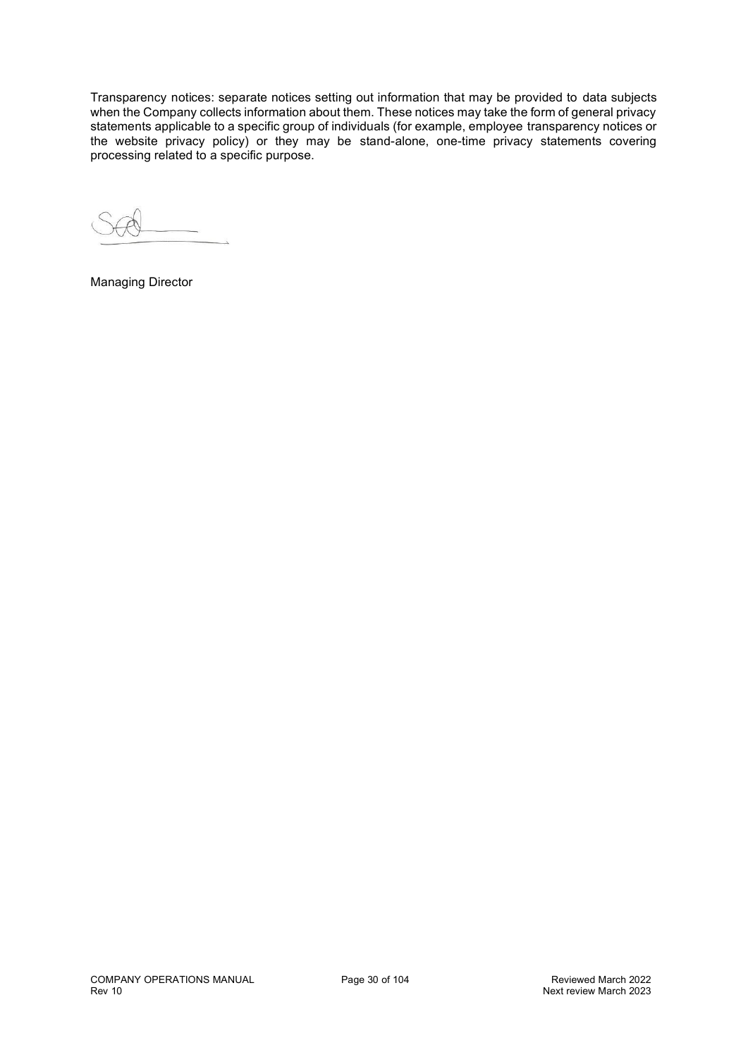Transparency notices: separate notices setting out information that may be provided to data subjects when the Company collects information about them. These notices may take the form of general privacy statements applicable to a specific group of individuals (for example, employee transparency notices or the website privacy policy) or they may be stand-alone, one-time privacy statements covering processing related to a specific purpose.

Managing Director